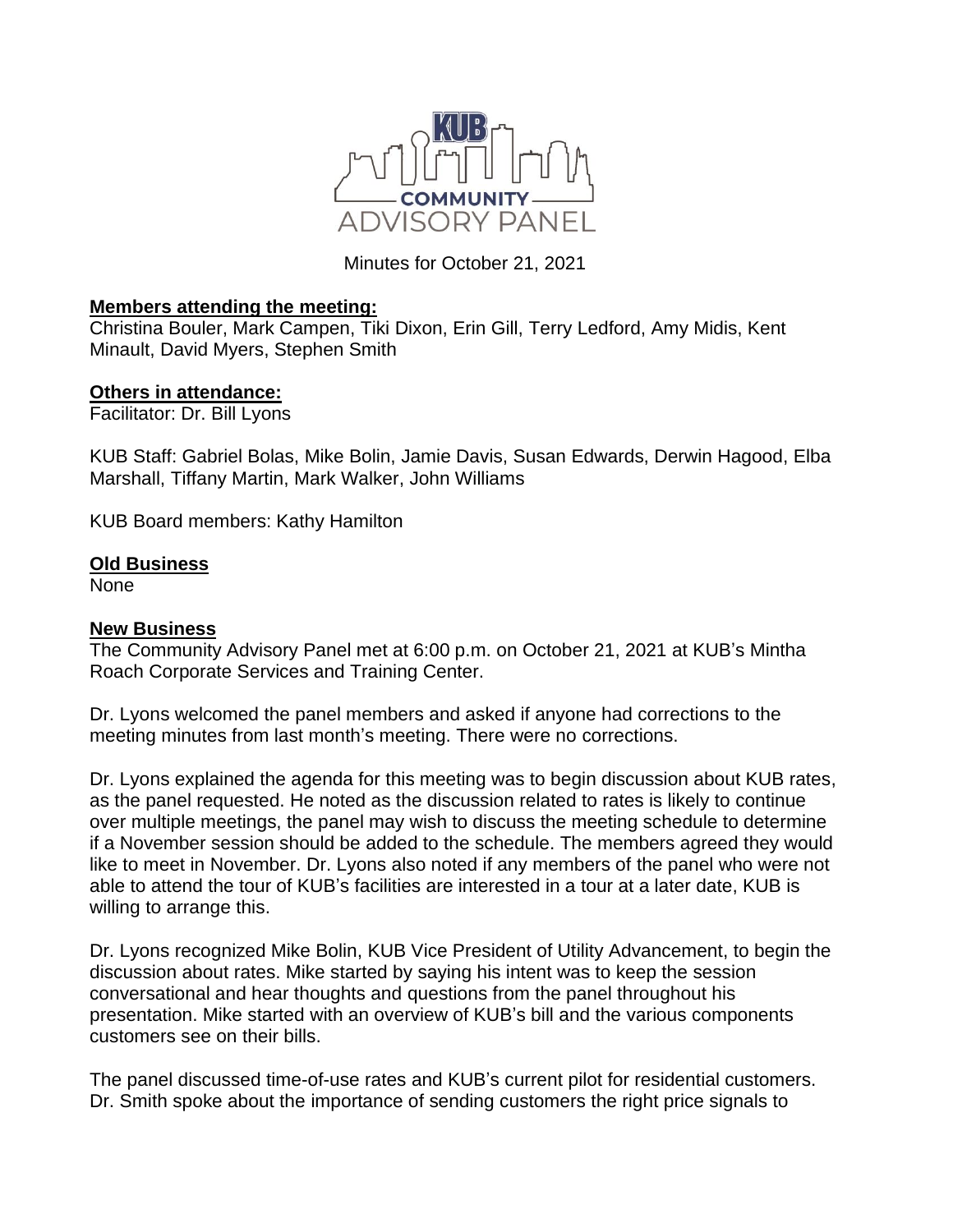Minutes for October 21, 2021

**Members attending the meeting:**

Christina Bouler, Mark Campen, Tiki Dixon, Erin Gill, Terry Ledford, Amy Midis, Kent Minault, David Myers, Stephen Smith

**Others in attendance:**

Facilitator: Dr. Bill Lyons

KUB Staff: Gabriel Bolas, Mike Bolin, Jamie Davis, Susan Edwards, Derwin Hagood, Elba Marshall, Tiffany Martin, Mark Walker, John Williams

KUB Board members: Kathy Hamilton

**Old Business**

None

**New Business**

The Community Advisory Panel met at 6:00 p.m. on October 21, 2021 at KUB's Mintha Roach Corporate Services and Training Center.

Dr. Lyons welcomed the panel members and asked if anyone had corrections to the meeting minutes from last month's meeting. There were no corrections.

Dr. Lyons explained the agenda for this meeting was to begin discussion about KUB rates, as the panel requested. He noted as the discussion related to rates is likely to continue over multiple meetings, the panel may wish to discuss the meeting schedule to determine if a November session should be added to the schedule. The members agreed they would like to meet in November. Dr. Lyons also noted if any members of the panel who were not able to attend the tour of KUB's facilities are interested in a tour at a later date, KUB is willing to arrange this.

Dr. Lyons recognized Mike Bolin, KUB Vice President of Utility Advancement, to begin the discussion about rates. Mike started by saying his intent was to keep the session conversational and hear thoughts and questions from the panel throughout his presentation. Mike started with an overview of KUB's bill and the various components customers see on their bills.

The panel discussed time-of-use rates and KUB's current pilot for residential customers. Dr. Smith spoke about the importance of sending customers the right price signals to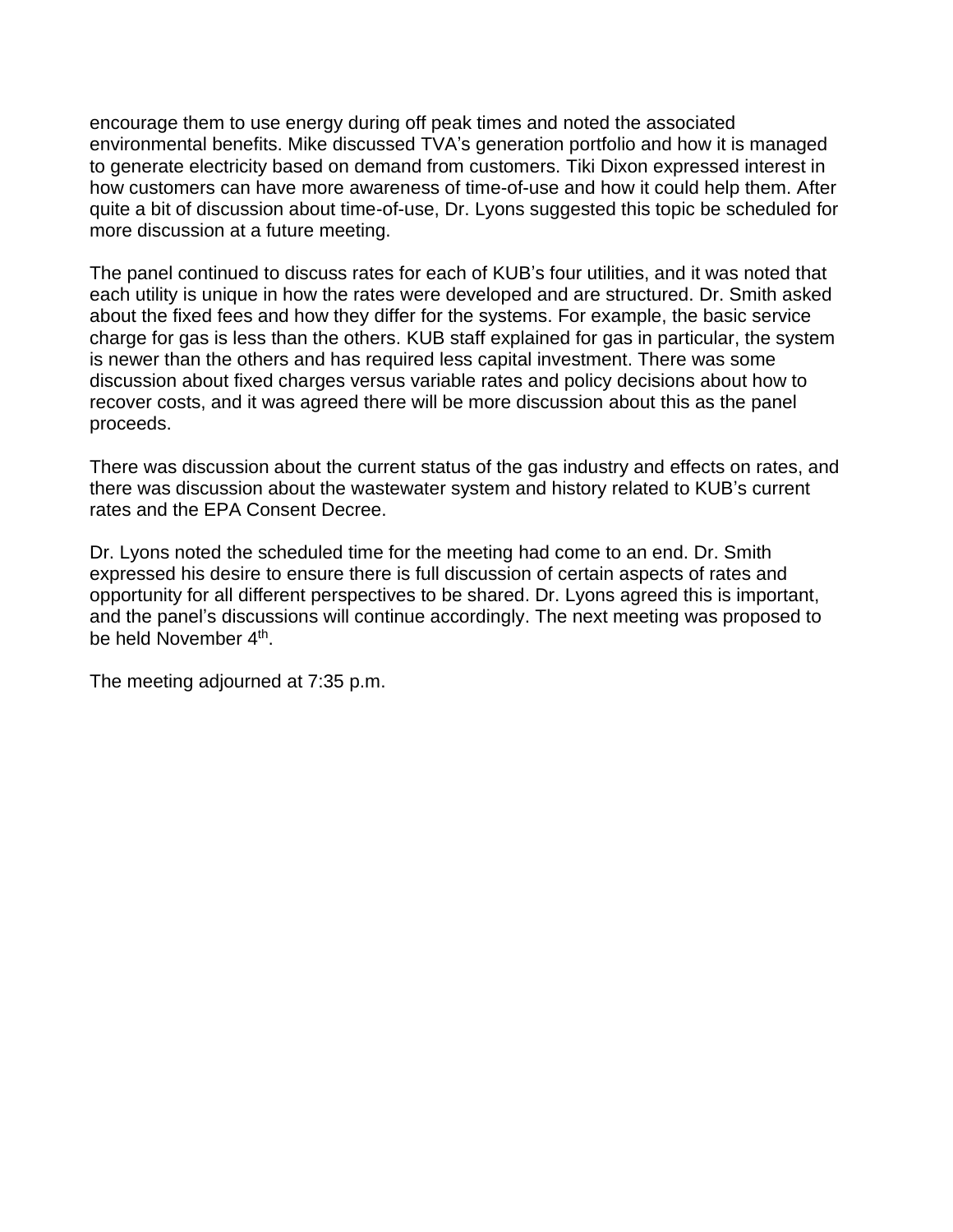encourage them to use energy during off peak times and noted the associated environmental benefits. Mike discussed TVA's generation portfolio and how it is managed to generate electricity based on demand from customers. Tiki Dixon expressed interest in how customers can have more awareness of time-of-use and how it could help them. After quite a bit of discussion about time-of-use, Dr. Lyons suggested this topic be scheduled for more discussion at a future meeting.

The panel continued to discuss rates for each of KUB's four utilities, and it was noted that each utility is unique in how the rates were developed and are structured. Dr. Smith asked about the fixed fees and how they differ for the systems. For example, the basic service charge for gas is less than the others. KUB staff explained for gas in particular, the system is newer than the others and has required less capital investment. There was some discussion about fixed charges versus variable rates and policy decisions about how to recover costs, and it was agreed there will be more discussion about this as the panel proceeds.

There was discussion about the current status of the gas industry and effects on rates, and there was discussion about the wastewater system and history related to KUB's current rates and the EPA Consent Decree.

Dr. Lyons noted the scheduled time for the meeting had come to an end. Dr. Smith expressed his desire to ensure there is full discussion of certain aspects of rates and opportunity for all different perspectives to be shared. Dr. Lyons agreed this is important, and the panel's discussions will continue accordingly. The next meeting was proposed to be held November 4th.

The meeting adjourned at 7:35 p.m.